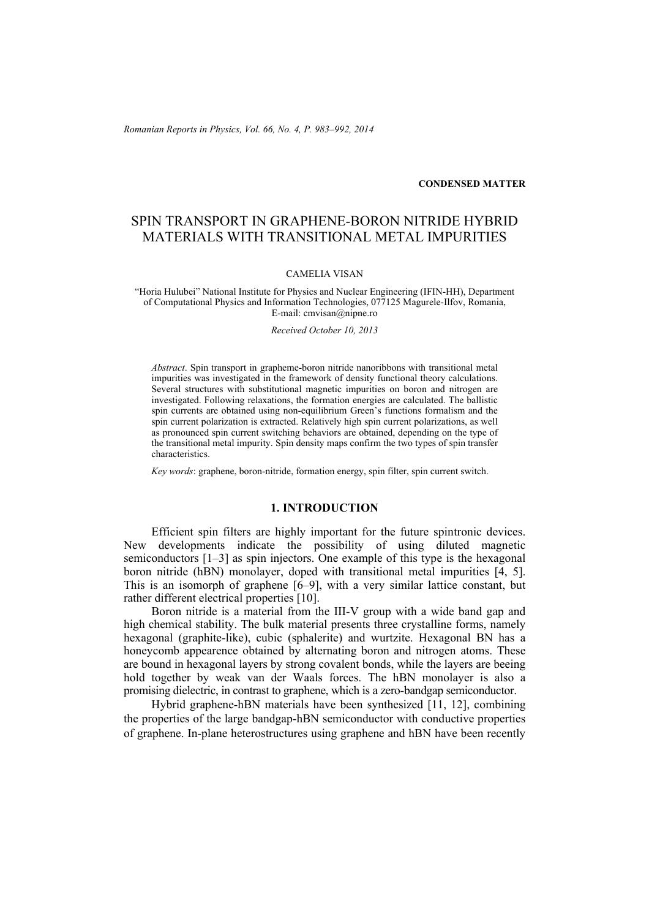CONDENSED MATTER

# SPIN TRANSPORT IN GRAPHENE-BORON NITRIDE HYBRID MATERIALS WITH TRANSITIONAL METAL IMPURITIES

CAMELIA VISAN

"Horia Hulubei" National Institute for Physics and Nuclear Engineering (IFIN-HH), Department of Computational Physics and Information Technologies, 077125 Magurele-Ilfov, Romania, E-mail: cmvisan@nipne.ro

*Received October 10, 2013*

*Abstract*. Spin transport in grapheme-boron nitride nanoribbons with transitional metal impurities was investigated in the framework of density functional theory calculations. Several structures with substitutional magnetic impurities on boron and nitrogen are investigated. Following relaxations, the formation energies are calculated. The ballistic spin currents are obtained using non-equilibrium Green's functions formalism and the spin current polarization is extracted. Relatively high spin current polarizations, as well as pronounced spin current switching behaviors are obtained, depending on the type of the transitional metal impurity. Spin density maps confirm the two types of spin transfer characteristics.

*Key words*: graphene, boron-nitride, formation energy, spin filter, spin current switch.

## 1. INTRODUCTION

Efficient spin filters are highly important for the future spintronic devices. New developments indicate the possibility of using diluted magnetic semiconductors [1–3] as spin injectors. One example of this type is the hexagonal boron nitride (hBN) monolayer, doped with transitional metal impurities [4, 5]. This is an isomorph of graphene [6–9], with a very similar lattice constant, but rather different electrical properties [10].

Boron nitride is a material from the III-V group with a wide band gap and high chemical stability. The bulk material presents three crystalline forms, namely hexagonal (graphite-like), cubic (sphalerite) and wurtzite. Hexagonal BN has a honeycomb appearence obtained by alternating boron and nitrogen atoms. These are bound in hexagonal layers by strong covalent bonds, while the layers are beeing hold together by weak van der Waals forces. The hBN monolayer is also a promising dielectric, in contrast to graphene, which is a zero-bandgap semiconductor.

Hybrid graphene-hBN materials have been synthesized [11, 12], combining the properties of the large bandgap-hBN semiconductor with conductive properties of graphene. In-plane heterostructures using graphene and hBN have been recently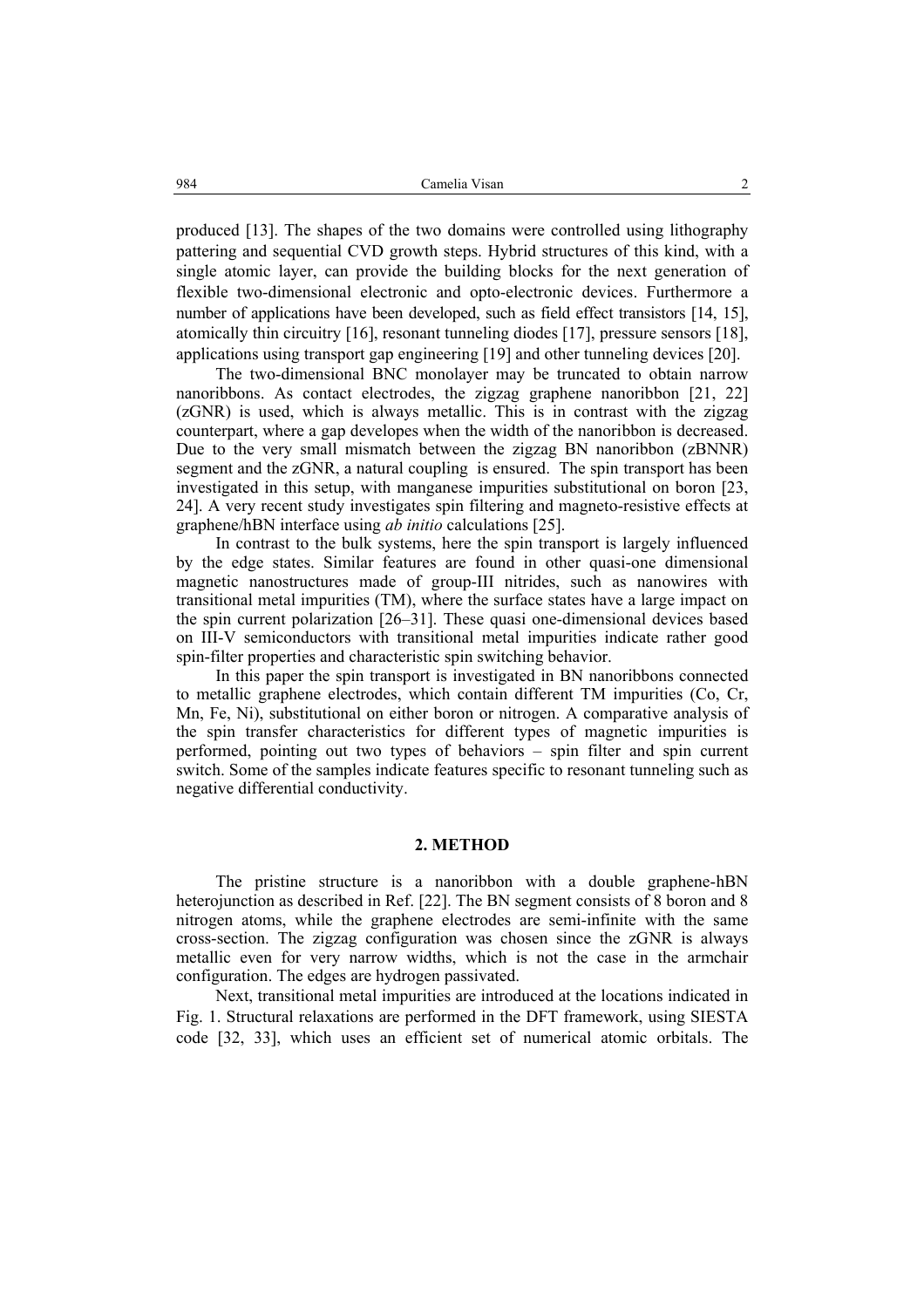produced [13]. The shapes of the two domains were controlled using lithography pattering and sequential CVD growth steps. Hybrid structures of this kind, with a single atomic layer, can provide the building blocks for the next generation of flexible two-dimensional electronic and opto-electronic devices. Furthermore a number of applications have been developed, such as field effect transistors [14, 15], atomically thin circuitry [16], resonant tunneling diodes [17], pressure sensors [18], applications using transport gap engineering [19] and other tunneling devices [20].

The two-dimensional BNC monolayer may be truncated to obtain narrow nanoribbons. As contact electrodes, the zigzag graphene nanoribbon [21, 22] (zGNR) is used, which is always metallic. This is in contrast with the zigzag counterpart, where a gap developes when the width of the nanoribbon is decreased. Due to the very small mismatch between the zigzag BN nanoribbon (zBNNR) segment and the zGNR, a natural coupling is ensured. The spin transport has been investigated in this setup, with manganese impurities substitutional on boron [23, 24]. A very recent study investigates spin filtering and magneto-resistive effects at graphene/hBN interface using *ab initio* calculations [25].

In contrast to the bulk systems, here the spin transport is largely influenced by the edge states. Similar features are found in other quasi-one dimensional magnetic nanostructures made of group-III nitrides, such as nanowires with transitional metal impurities (TM), where the surface states have a large impact on the spin current polarization [26–31]. These quasi one-dimensional devices based on III-V semiconductors with transitional metal impurities indicate rather good spin-filter properties and characteristic spin switching behavior.

In this paper the spin transport is investigated in BN nanoribbons connected to metallic graphene electrodes, which contain different TM impurities (Co, Cr, Mn, Fe, Ni), substitutional on either boron or nitrogen. A comparative analysis of the spin transfer characteristics for different types of magnetic impurities is performed, pointing out two types of behaviors – spin filter and spin current switch. Some of the samples indicate features specific to resonant tunneling such as negative differential conductivity.

## 2. METHOD

The pristine structure is a nanoribbon with a double graphene-hBN heterojunction as described in Ref. [22]. The BN segment consists of 8 boron and 8 nitrogen atoms, while the graphene electrodes are semi-infinite with the same cross-section. The zigzag configuration was chosen since the zGNR is always metallic even for very narrow widths, which is not the case in the armchair configuration. The edges are hydrogen passivated.

Next, transitional metal impurities are introduced at the locations indicated in Fig. 1. Structural relaxations are performed in the DFT framework, using SIESTA code [32, 33], which uses an efficient set of numerical atomic orbitals. The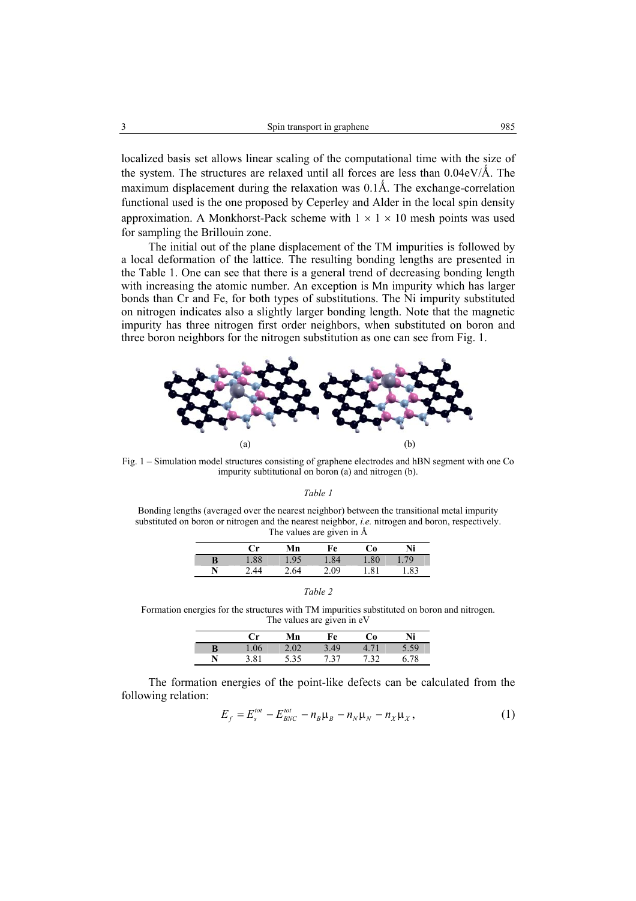localized basis set allows linear scaling of the computational time with the size of the system. The structures are relaxed until all forces are less than 0.04eV/Å. The maximum displacement during the relaxation was 0.1Å. The exchange-correlation functional used is the one proposed by Ceperley and Alder in the local spin density approximation. A Monkhorst-Pack scheme with 1 × 1 × 10 mesh points was used for sampling the Brillouin zone.

The initial out of the plane displacement of the TM impurities is followed by a local deformation of the lattice. The resulting bonding lengths are presented in the Table 1. One can see that there is a general trend of decreasing bonding length with increasing the atomic number. An exception is Mn impurity which has larger bonds than Cr and Fe, for both types of substitutions. The Ni impurity substituted on nitrogen indicates also a slightly larger bonding length. Note that the magnetic impurity has three nitrogen first order neighbors, when substituted on boron and three boron neighbors for the nitrogen substitution as one can see from Fig. 1.

(a) (b)

Fig. 1 – Simulation model structures consisting of graphene electrodes and hBN segment with one Co impurity subtitutional on boron (a) and nitrogen (b).

*Table 1*

Bonding lengths (averaged over the nearest neighbor) between the transitional metal impurity substituted on boron or nitrogen and the nearest neighbor, *i.e.* nitrogen and boron, respectively. The values are given in Å

| | Cr | Mn | Fe | Co | Ni |
|---|---|---|---|---|---|
| **B** | 1.88 | 1.95 | 1.84 | 1.80 | 1.79 |
| **N** | 2.44 | 2.64 | 2.09 | 1.81 | 1.83 |

*Table 2*

Formation energies for the structures with TM impurities substituted on boron and nitrogen. The values are given in eV

| | Cr | Mn | Fe | Co | Ni |
|---|---|---|---|---|---|
| **B** | 1.06 | 2.02 | 3.49 | 4.71 | 5.59 |
| **N** | 3.81 | 5.35 | 7.37 | 7.32 | 6.78 |

The formation energies of the point-like defects can be calculated from the following relation:

$$E_f = E_s^{tot} - E_{BNC}^{tot} - n_B \mu_B - n_N \mu_N - n_X \mu_X , \tag{1}$$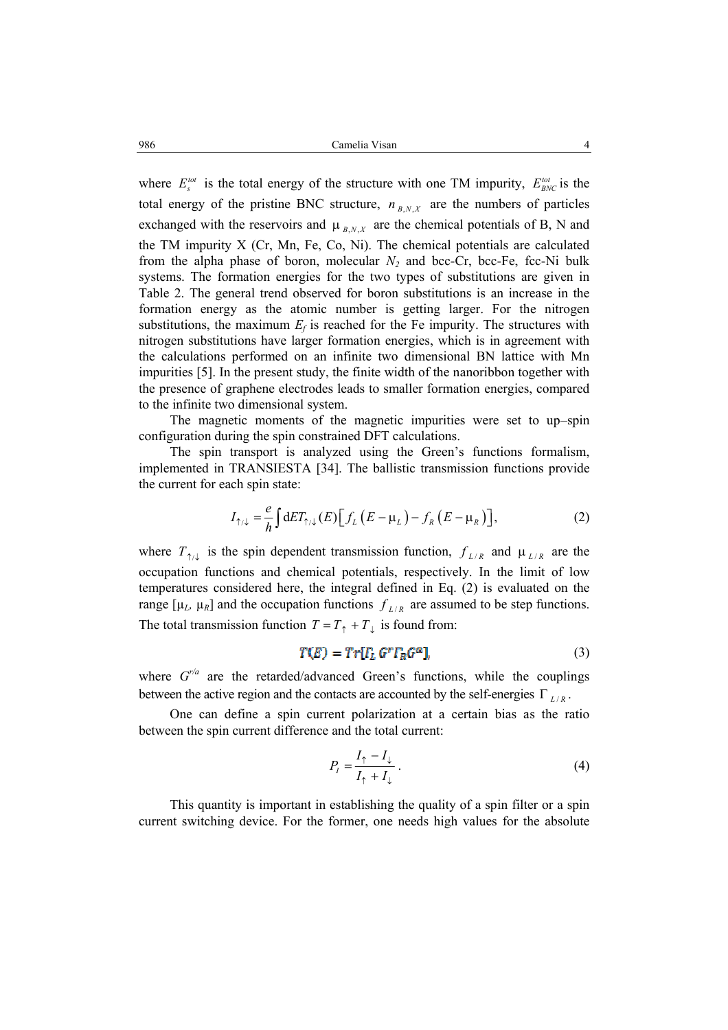where $E_s^{tot}$ is the total energy of the structure with one TM impurity, $E_{BNC}^{tot}$ is the total energy of the pristine BNC structure, $n_{B,N,X}$ are the numbers of particles exchanged with the reservoirs and $\mu_{B,N,X}$ are the chemical potentials of B, N and the TM impurity X (Cr, Mn, Fe, Co, Ni). The chemical potentials are calculated from the alpha phase of boron, molecular $N_2$ and bcc-Cr, bcc-Fe, fcc-Ni bulk systems. The formation energies for the two types of substitutions are given in Table 2. The general trend observed for boron substitutions is an increase in the formation energy as the atomic number is getting larger. For the nitrogen substitutions, the maximum $E_f$ is reached for the Fe impurity. The structures with nitrogen substitutions have larger formation energies, which is in agreement with the calculations performed on an infinite two dimensional BN lattice with Mn impurities [5]. In the present study, the finite width of the nanoribbon together with the presence of graphene electrodes leads to smaller formation energies, compared to the infinite two dimensional system.

The magnetic moments of the magnetic impurities were set to up–spin configuration during the spin constrained DFT calculations.

The spin transport is analyzed using the Green's functions formalism, implemented in TRANSIESTA [34]. The ballistic transmission functions provide the current for each spin state:

$$I_{\uparrow/\downarrow} = \frac{e}{h}\int \mathrm{d}E T_{\uparrow/\downarrow}(E)\left[f_L\left(E-\mu_L\right) - f_R\left(E-\mu_R\right)\right], \tag{2}$$

where $T_{\uparrow/\downarrow}$ is the spin dependent transmission function, $f_{L/R}$ and $\mu_{L/R}$ are the occupation functions and chemical potentials, respectively. In the limit of low temperatures considered here, the integral defined in Eq. (2) is evaluated on the range [$\mu_L$, $\mu_R$] and the occupation functions $f_{L/R}$ are assumed to be step functions. The total transmission function $T = T_\uparrow + T_\downarrow$ is found from:

$$T(E) = Tr[\Gamma_L G^r \Gamma_R G^a], \tag{3}$$

where $G^{r/a}$ are the retarded/advanced Green's functions, while the couplings between the active region and the contacts are accounted by the self-energies $\Gamma_{L/R}$.

One can define a spin current polarization at a certain bias as the ratio between the spin current difference and the total current:

$$P_I = \frac{I_\uparrow - I_\downarrow}{I_\uparrow + I_\downarrow}. \tag{4}$$

This quantity is important in establishing the quality of a spin filter or a spin current switching device. For the former, one needs high values for the absolute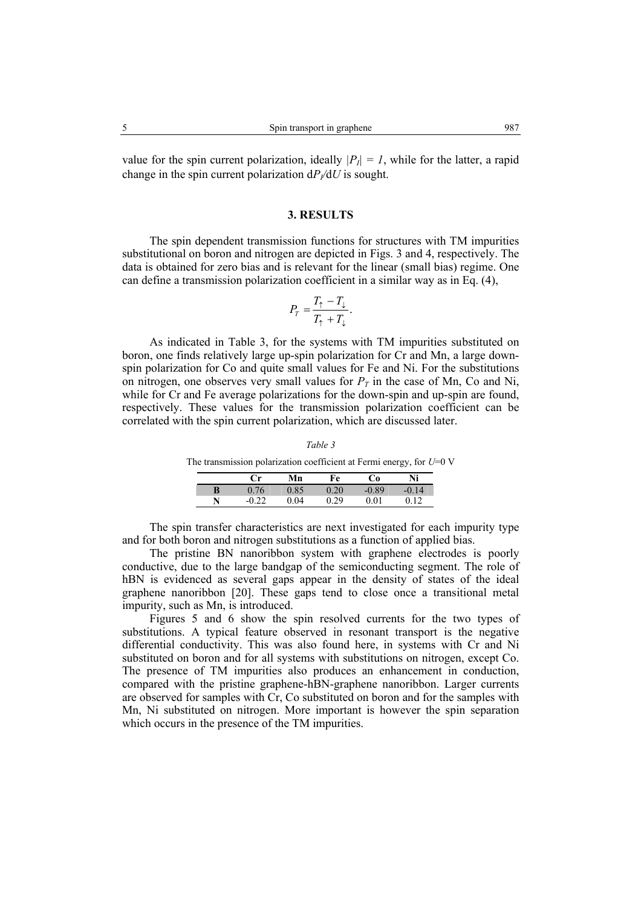value for the spin current polarization, ideally $|P_I| = 1$, while for the latter, a rapid change in the spin current polarization $\mathrm{d}P_I/\mathrm{d}U$ is sought.

## 3. RESULTS

The spin dependent transmission functions for structures with TM impurities substitutional on boron and nitrogen are depicted in Figs. 3 and 4, respectively. The data is obtained for zero bias and is relevant for the linear (small bias) regime. One can define a transmission polarization coefficient in a similar way as in Eq. (4),

$$P_T = \frac{T_\uparrow - T_\downarrow}{T_\uparrow + T_\downarrow}.$$

As indicated in Table 3, for the systems with TM impurities substituted on boron, one finds relatively large up-spin polarization for Cr and Mn, a large down-spin polarization for Co and quite small values for Fe and Ni. For the substitutions on nitrogen, one observes very small values for $P_T$ in the case of Mn, Co and Ni, while for Cr and Fe average polarizations for the down-spin and up-spin are found, respectively. These values for the transmission polarization coefficient can be correlated with the spin current polarization, which are discussed later.

*Table 3*

The transmission polarization coefficient at Fermi energy, for $U$=0 V

| | Cr | Mn | Fe | Co | Ni |
|---|---|---|---|---|---|
| **B** | 0.76 | 0.85 | 0.20 | -0.89 | -0.14 |
| **N** | -0.22 | 0.04 | 0.29 | 0.01 | 0.12 |

The spin transfer characteristics are next investigated for each impurity type and for both boron and nitrogen substitutions as a function of applied bias.

The pristine BN nanoribbon system with graphene electrodes is poorly conductive, due to the large bandgap of the semiconducting segment. The role of hBN is evidenced as several gaps appear in the density of states of the ideal graphene nanoribbon [20]. These gaps tend to close once a transitional metal impurity, such as Mn, is introduced.

Figures 5 and 6 show the spin resolved currents for the two types of substitutions. A typical feature observed in resonant transport is the negative differential conductivity. This was also found here, in systems with Cr and Ni substituted on boron and for all systems with substitutions on nitrogen, except Co. The presence of TM impurities also produces an enhancement in conduction, compared with the pristine graphene-hBN-graphene nanoribbon. Larger currents are observed for samples with Cr, Co substituted on boron and for the samples with Mn, Ni substituted on nitrogen. More important is however the spin separation which occurs in the presence of the TM impurities.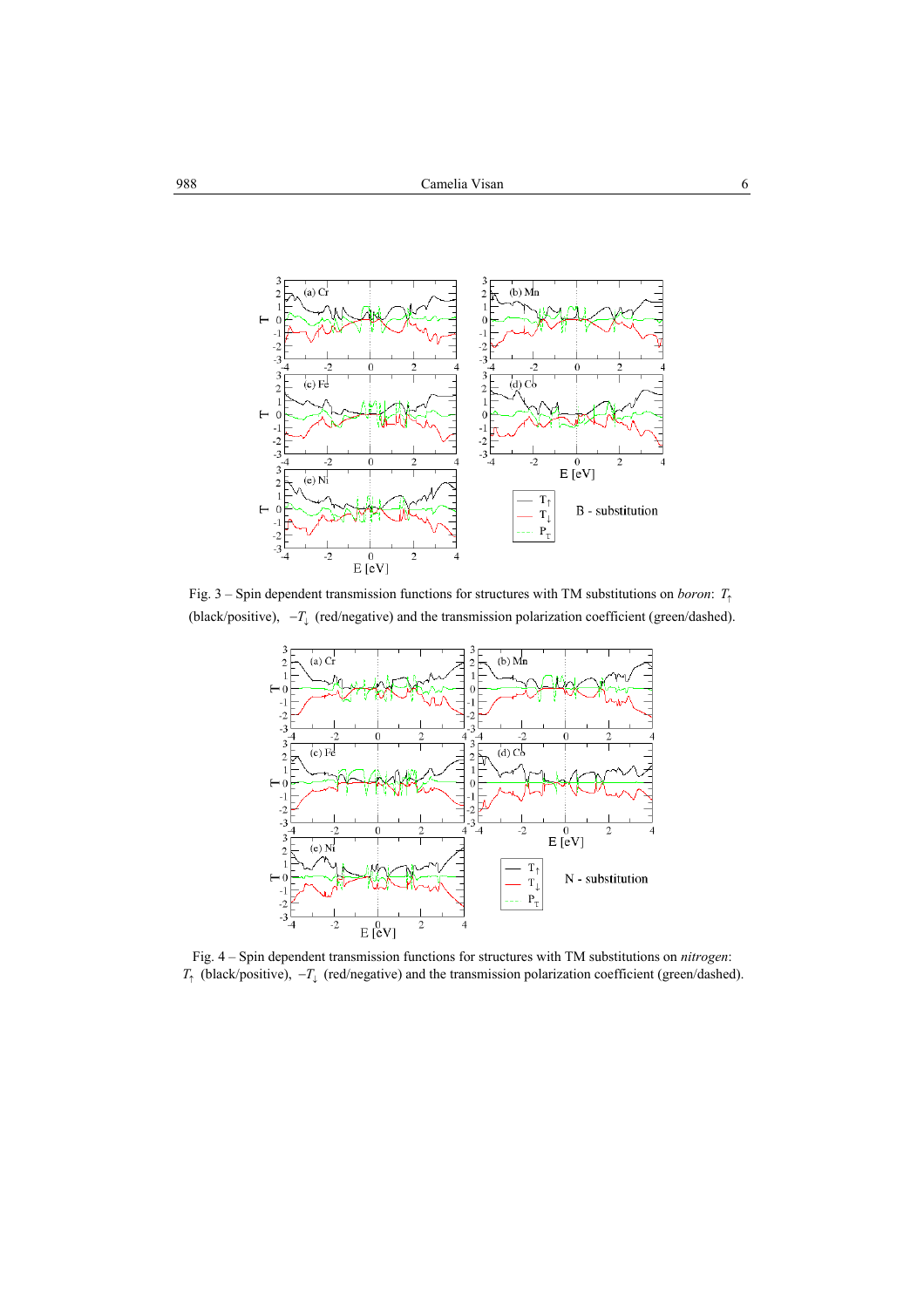Fig. 3 – Spin dependent transmission functions for structures with TM substitutions on *boron*: $T_\uparrow$ (black/positive), $-T_\downarrow$ (red/negative) and the transmission polarization coefficient (green/dashed).

Fig. 4 – Spin dependent transmission functions for structures with TM substitutions on *nitrogen*: $T_\uparrow$ (black/positive), $-T_\downarrow$ (red/negative) and the transmission polarization coefficient (green/dashed).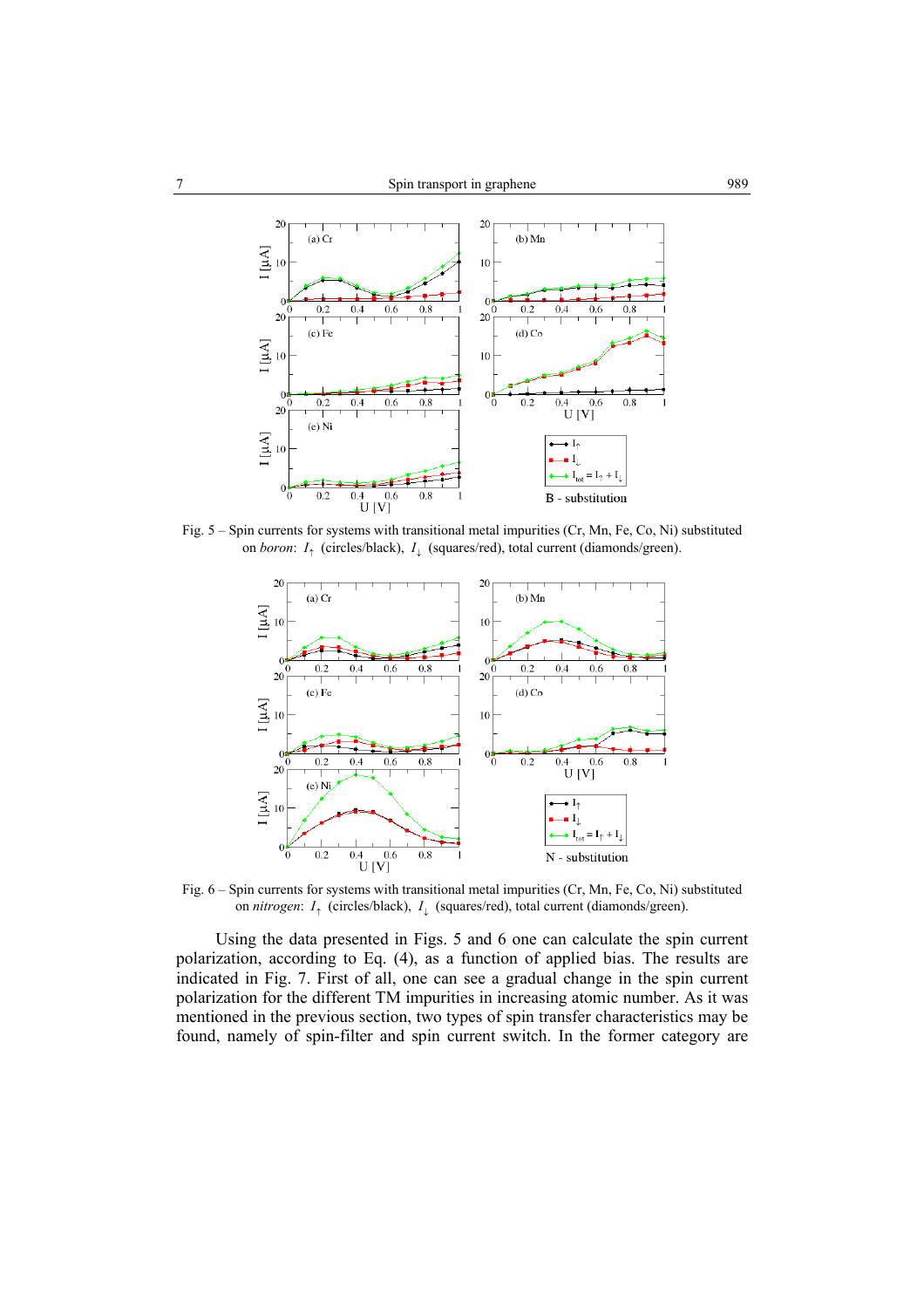Fig. 5 – Spin currents for systems with transitional metal impurities (Cr, Mn, Fe, Co, Ni) substituted on *boron*: $I_\uparrow$ (circles/black), $I_\downarrow$ (squares/red), total current (diamonds/green).

Fig. 6 – Spin currents for systems with transitional metal impurities (Cr, Mn, Fe, Co, Ni) substituted on *nitrogen*: $I_\uparrow$ (circles/black), $I_\downarrow$ (squares/red), total current (diamonds/green).

Using the data presented in Figs. 5 and 6 one can calculate the spin current polarization, according to Eq. (4), as a function of applied bias. The results are indicated in Fig. 7. First of all, one can see a gradual change in the spin current polarization for the different TM impurities in increasing atomic number. As it was mentioned in the previous section, two types of spin transfer characteristics may be found, namely of spin-filter and spin current switch. In the former category are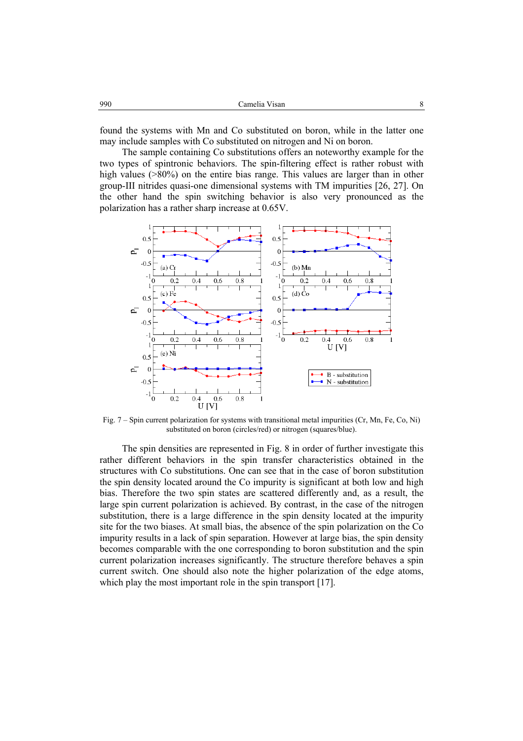found the systems with Mn and Co substituted on boron, while in the latter one may include samples with Co substituted on nitrogen and Ni on boron.

The sample containing Co substitutions offers an noteworthy example for the two types of spintronic behaviors. The spin-filtering effect is rather robust with high values (>80%) on the entire bias range. This values are larger than in other group-III nitrides quasi-one dimensional systems with TM impurities [26, 27]. On the other hand the spin switching behavior is also very pronounced as the polarization has a rather sharp increase at 0.65V.

Fig. 7 – Spin current polarization for systems with transitional metal impurities (Cr, Mn, Fe, Co, Ni) substituted on boron (circles/red) or nitrogen (squares/blue).

The spin densities are represented in Fig. 8 in order of further investigate this rather different behaviors in the spin transfer characteristics obtained in the structures with Co substitutions. One can see that in the case of boron substitution the spin density located around the Co impurity is significant at both low and high bias. Therefore the two spin states are scattered differently and, as a result, the large spin current polarization is achieved. By contrast, in the case of the nitrogen substitution, there is a large difference in the spin density located at the impurity site for the two biases. At small bias, the absence of the spin polarization on the Co impurity results in a lack of spin separation. However at large bias, the spin density becomes comparable with the one corresponding to boron substitution and the spin current polarization increases significantly. The structure therefore behaves a spin current switch. One should also note the higher polarization of the edge atoms, which play the most important role in the spin transport [17].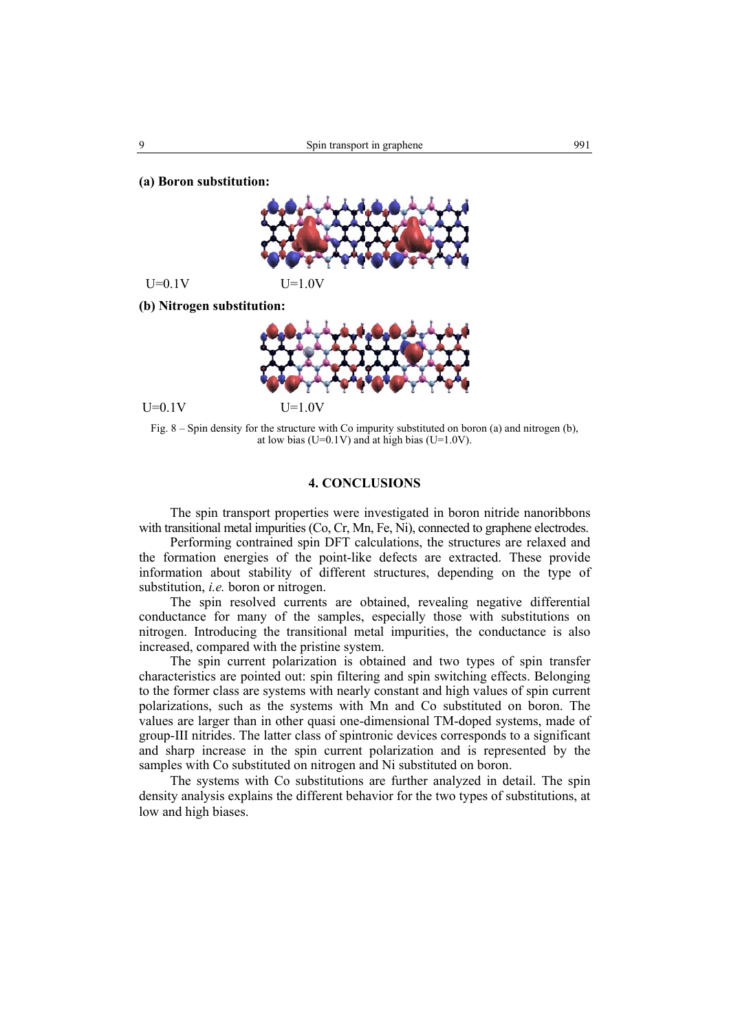**(a) Boron substitution:**

U=0.1V U=1.0V

**(b) Nitrogen substitution:**

U=0.1V U=1.0V

Fig. 8 – Spin density for the structure with Co impurity substituted on boron (a) and nitrogen (b), at low bias (U=0.1V) and at high bias (U=1.0V).

## 4. CONCLUSIONS

The spin transport properties were investigated in boron nitride nanoribbons with transitional metal impurities (Co, Cr, Mn, Fe, Ni), connected to graphene electrodes.

Performing contrained spin DFT calculations, the structures are relaxed and the formation energies of the point-like defects are extracted. These provide information about stability of different structures, depending on the type of substitution, *i.e.* boron or nitrogen.

The spin resolved currents are obtained, revealing negative differential conductance for many of the samples, especially those with substitutions on nitrogen. Introducing the transitional metal impurities, the conductance is also increased, compared with the pristine system.

The spin current polarization is obtained and two types of spin transfer characteristics are pointed out: spin filtering and spin switching effects. Belonging to the former class are systems with nearly constant and high values of spin current polarizations, such as the systems with Mn and Co substituted on boron. The values are larger than in other quasi one-dimensional TM-doped systems, made of group-III nitrides. The latter class of spintronic devices corresponds to a significant and sharp increase in the spin current polarization and is represented by the samples with Co substituted on nitrogen and Ni substituted on boron.

The systems with Co substitutions are further analyzed in detail. The spin density analysis explains the different behavior for the two types of substitutions, at low and high biases.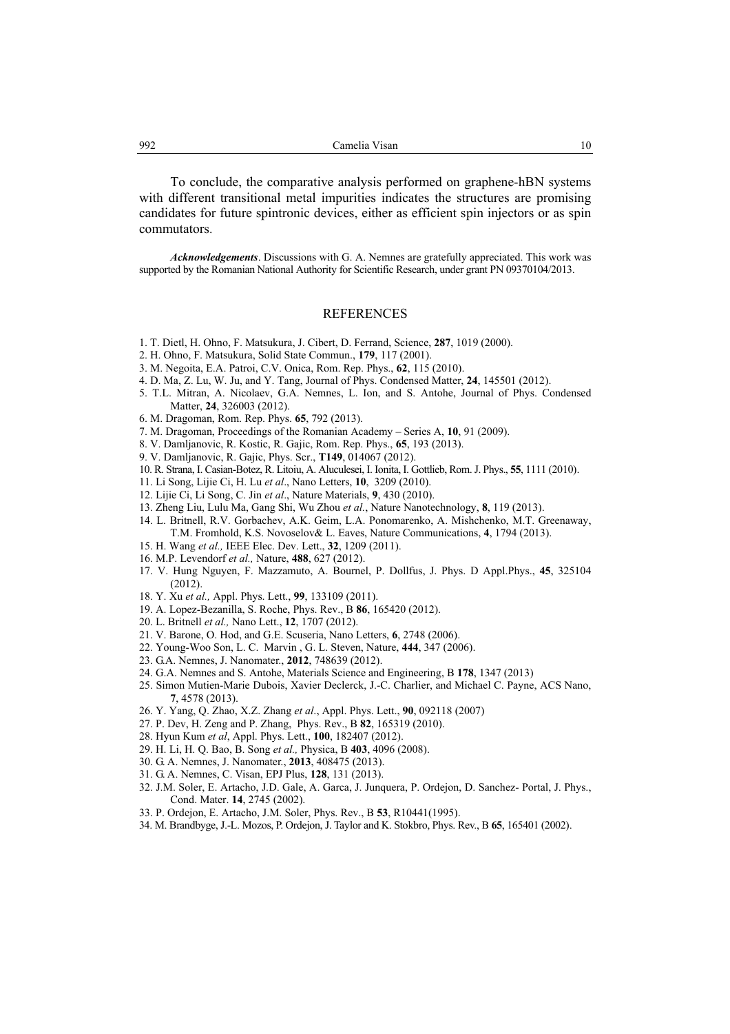To conclude, the comparative analysis performed on graphene-hBN systems with different transitional metal impurities indicates the structures are promising candidates for future spintronic devices, either as efficient spin injectors or as spin commutators.

***Acknowledgements***. Discussions with G. A. Nemnes are gratefully appreciated. This work was supported by the Romanian National Authority for Scientific Research, under grant PN 09370104/2013.

## REFERENCES

1. T. Dietl, H. Ohno, F. Matsukura, J. Cibert, D. Ferrand, Science, **287**, 1019 (2000).
2. H. Ohno, F. Matsukura, Solid State Commun., **179**, 117 (2001).
3. M. Negoita, E.A. Patroi, C.V. Onica, Rom. Rep. Phys., **62**, 115 (2010).
4. D. Ma, Z. Lu, W. Ju, and Y. Tang, Journal of Phys. Condensed Matter, **24**, 145501 (2012).
5. T.L. Mitran, A. Nicolaev, G.A. Nemnes, L. Ion, and S. Antohe, Journal of Phys. Condensed Matter, **24**, 326003 (2012).
6. M. Dragoman, Rom. Rep. Phys. **65**, 792 (2013).
7. M. Dragoman, Proceedings of the Romanian Academy – Series A, **10**, 91 (2009).
8. V. Damljanovic, R. Kostic, R. Gajic, Rom. Rep. Phys., **65**, 193 (2013).
9. V. Damljanovic, R. Gajic, Phys. Scr., **T149**, 014067 (2012).
10. R. Strana, I. Casian-Botez, R. Litoiu, A. Aluculesei, I. Ionita, I. Gottlieb, Rom. J. Phys., **55**, 1111 (2010).
11. Li Song, Lijie Ci, H. Lu *et al*., Nano Letters, **10**, 3209 (2010).
12. Lijie Ci, Li Song, C. Jin *et al*., Nature Materials, **9**, 430 (2010).
13. Zheng Liu, Lulu Ma, Gang Shi, Wu Zhou *et al.*, Nature Nanotechnology, **8**, 119 (2013).
14. L. Britnell, R.V. Gorbachev, A.K. Geim, L.A. Ponomarenko, A. Mishchenko, M.T. Greenaway, T.M. Fromhold, K.S. Novoselov& L. Eaves, Nature Communications, **4**, 1794 (2013).
15. H. Wang *et al.,* IEEE Elec. Dev. Lett., **32**, 1209 (2011).
16. M.P. Levendorf *et al.,* Nature, **488**, 627 (2012).
17. V. Hung Nguyen, F. Mazzamuto, A. Bournel, P. Dollfus, J. Phys. D Appl.Phys., **45**, 325104 (2012).
18. Y. Xu *et al.,* Appl. Phys. Lett., **99**, 133109 (2011).
19. A. Lopez-Bezanilla, S. Roche, Phys. Rev., B **86**, 165420 (2012).
20. L. Britnell *et al.,* Nano Lett., **12**, 1707 (2012).
21. V. Barone, O. Hod, and G.E. Scuseria, Nano Letters, **6**, 2748 (2006).
22. Young-Woo Son, L. C. Marvin , G. L. Steven, Nature, **444**, 347 (2006).
23. G.A. Nemnes, J. Nanomater., **2012**, 748639 (2012).
24. G.A. Nemnes and S. Antohe, Materials Science and Engineering, B **178**, 1347 (2013)
25. Simon Mutien-Marie Dubois, Xavier Declerck, J.-C. Charlier, and Michael C. Payne, ACS Nano, **7**, 4578 (2013).
26. Y. Yang, Q. Zhao, X.Z. Zhang *et al.*, Appl. Phys. Lett., **90**, 092118 (2007)
27. P. Dev, H. Zeng and P. Zhang, Phys. Rev., B **82**, 165319 (2010).
28. Hyun Kum *et al*, Appl. Phys. Lett., **100**, 182407 (2012).
29. H. Li, H. Q. Bao, B. Song *et al.,* Physica, B **403**, 4096 (2008).
30. G. A. Nemnes, J. Nanomater., **2013**, 408475 (2013).
31. G. A. Nemnes, C. Visan, EPJ Plus, **128**, 131 (2013).
32. J.M. Soler, E. Artacho, J.D. Gale, A. Garca, J. Junquera, P. Ordejon, D. Sanchez- Portal, J. Phys., Cond. Mater. **14**, 2745 (2002).
33. P. Ordejon, E. Artacho, J.M. Soler, Phys. Rev., B **53**, R10441(1995).
34. M. Brandbyge, J.-L. Mozos, P. Ordejon, J. Taylor and K. Stokbro, Phys. Rev., B **65**, 165401 (2002).